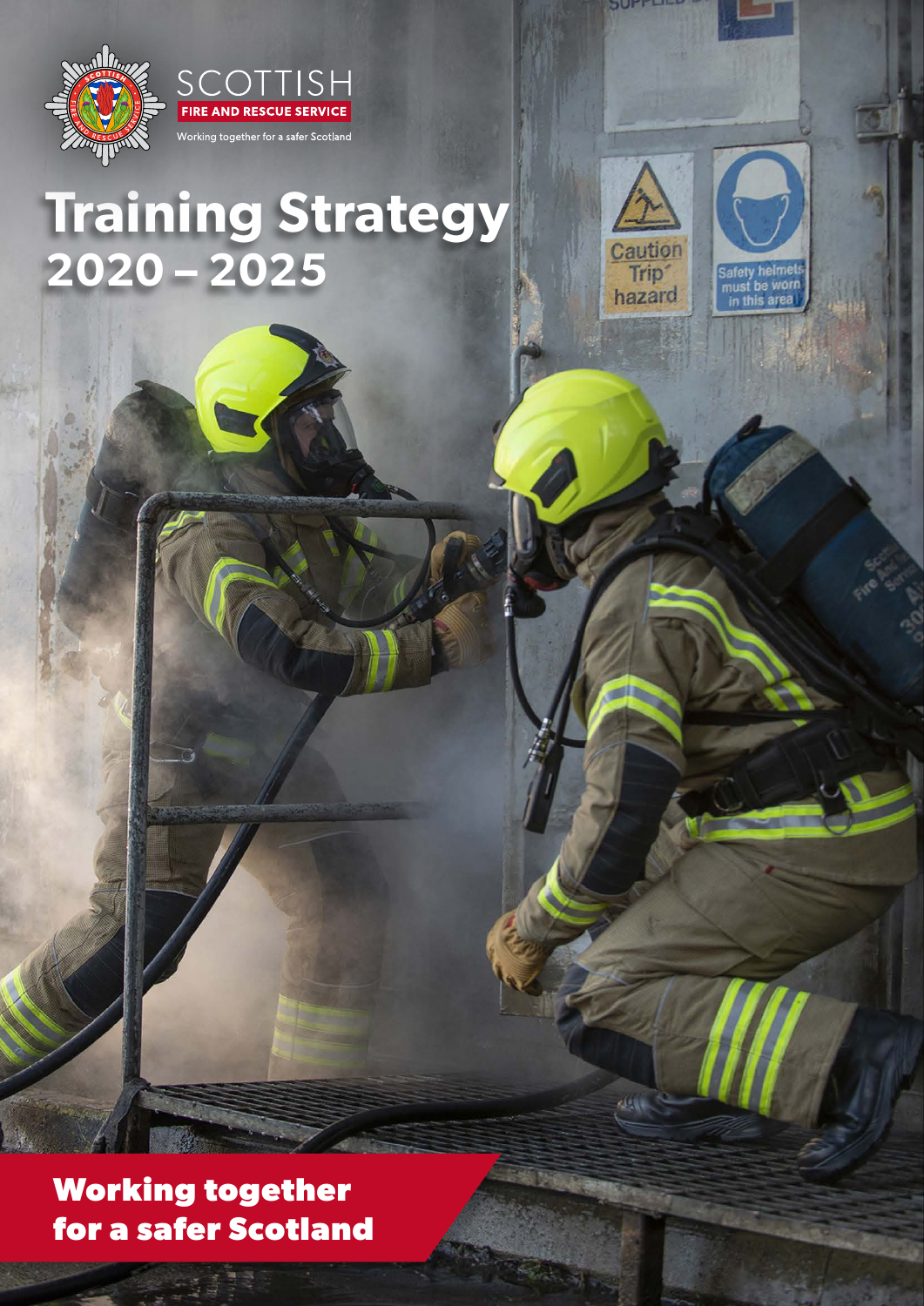SCOTTISH

FIRE AND RESCUE SERVICE

Working together for a safer Scotland

# Training Strategy 2020 – 2025

**Working together for a safer Scotland**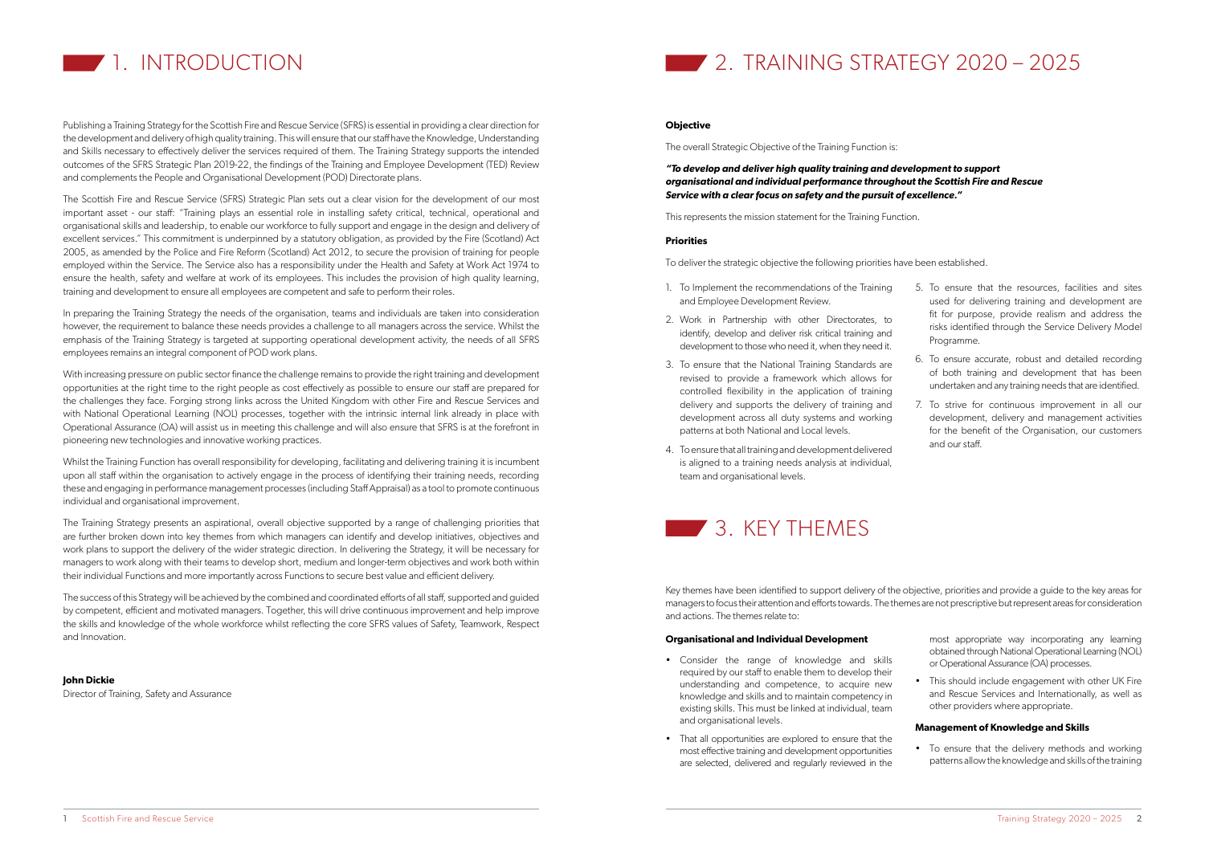# 1. INTRODUCTION

Publishing a Training Strategy for the Scottish Fire and Rescue Service (SFRS) is essential in providing a clear direction for the development and delivery of high quality training. This will ensure that our staff have the Knowledge, Understanding and Skills necessary to effectively deliver the services required of them. The Training Strategy supports the intended outcomes of the SFRS Strategic Plan 2019-22, the findings of the Training and Employee Development (TED) Review and complements the People and Organisational Development (POD) Directorate plans.

The Scottish Fire and Rescue Service (SFRS) Strategic Plan sets out a clear vision for the development of our most important asset - our staff: "Training plays an essential role in installing safety critical, technical, operational and organisational skills and leadership, to enable our workforce to fully support and engage in the design and delivery of excellent services." This commitment is underpinned by a statutory obligation, as provided by the Fire (Scotland) Act 2005, as amended by the Police and Fire Reform (Scotland) Act 2012, to secure the provision of training for people employed within the Service. The Service also has a responsibility under the Health and Safety at Work Act 1974 to ensure the health, safety and welfare at work of its employees. This includes the provision of high quality learning, training and development to ensure all employees are competent and safe to perform their roles.

In preparing the Training Strategy the needs of the organisation, teams and individuals are taken into consideration however, the requirement to balance these needs provides a challenge to all managers across the service. Whilst the emphasis of the Training Strategy is targeted at supporting operational development activity, the needs of all SFRS employees remains an integral component of POD work plans.

With increasing pressure on public sector finance the challenge remains to provide the right training and development opportunities at the right time to the right people as cost effectively as possible to ensure our staff are prepared for the challenges they face. Forging strong links across the United Kingdom with other Fire and Rescue Services and with National Operational Learning (NOL) processes, together with the intrinsic internal link already in place with Operational Assurance (OA) will assist us in meeting this challenge and will also ensure that SFRS is at the forefront in pioneering new technologies and innovative working practices.

Whilst the Training Function has overall responsibility for developing, facilitating and delivering training it is incumbent upon all staff within the organisation to actively engage in the process of identifying their training needs, recording these and engaging in performance management processes (including Staff Appraisal) as a tool to promote continuous individual and organisational improvement.

The Training Strategy presents an aspirational, overall objective supported by a range of challenging priorities that are further broken down into key themes from which managers can identify and develop initiatives, objectives and work plans to support the delivery of the wider strategic direction. In delivering the Strategy, it will be necessary for managers to work along with their teams to develop short, medium and longer-term objectives and work both within their individual Functions and more importantly across Functions to secure best value and efficient delivery.

The success of this Strategy will be achieved by the combined and coordinated efforts of all staff, supported and guided by competent, efficient and motivated managers. Together, this will drive continuous improvement and help improve the skills and knowledge of the whole workforce whilst reflecting the core SFRS values of Safety, Teamwork, Respect and Innovation.

**John Dickie**
Director of Training, Safety and Assurance

# 2. TRAINING STRATEGY 2020 – 2025

**Objective**

The overall Strategic Objective of the Training Function is:

***"To develop and deliver high quality training and development to support organisational and individual performance throughout the Scottish Fire and Rescue Service with a clear focus on safety and the pursuit of excellence."***

This represents the mission statement for the Training Function.

**Priorities**

To deliver the strategic objective the following priorities have been established.

1. To Implement the recommendations of the Training and Employee Development Review.
2. Work in Partnership with other Directorates, to identify, develop and deliver risk critical training and development to those who need it, when they need it.
3. To ensure that the National Training Standards are revised to provide a framework which allows for controlled flexibility in the application of training delivery and supports the delivery of training and development across all duty systems and working patterns at both National and Local levels.
4. To ensure that all training and development delivered is aligned to a training needs analysis at individual, team and organisational levels.
5. To ensure that the resources, facilities and sites used for delivering training and development are fit for purpose, provide realism and address the risks identified through the Service Delivery Model Programme.
6. To ensure accurate, robust and detailed recording of both training and development that has been undertaken and any training needs that are identified.
7. To strive for continuous improvement in all our development, delivery and management activities for the benefit of the Organisation, our customers and our staff.

# 3. KEY THEMES

Key themes have been identified to support delivery of the objective, priorities and provide a guide to the key areas for managers to focus their attention and efforts towards. The themes are not prescriptive but represent areas for consideration and actions. The themes relate to:

**Organisational and Individual Development**

- Consider the range of knowledge and skills required by our staff to enable them to develop their understanding and competence, to acquire new knowledge and skills and to maintain competency in existing skills. This must be linked at individual, team and organisational levels.
- That all opportunities are explored to ensure that the most effective training and development opportunities are selected, delivered and regularly reviewed in the most appropriate way incorporating any learning obtained through National Operational Learning (NOL) or Operational Assurance (OA) processes.
- This should include engagement with other UK Fire and Rescue Services and Internationally, as well as other providers where appropriate.

**Management of Knowledge and Skills**

- To ensure that the delivery methods and working patterns allow the knowledge and skills of the training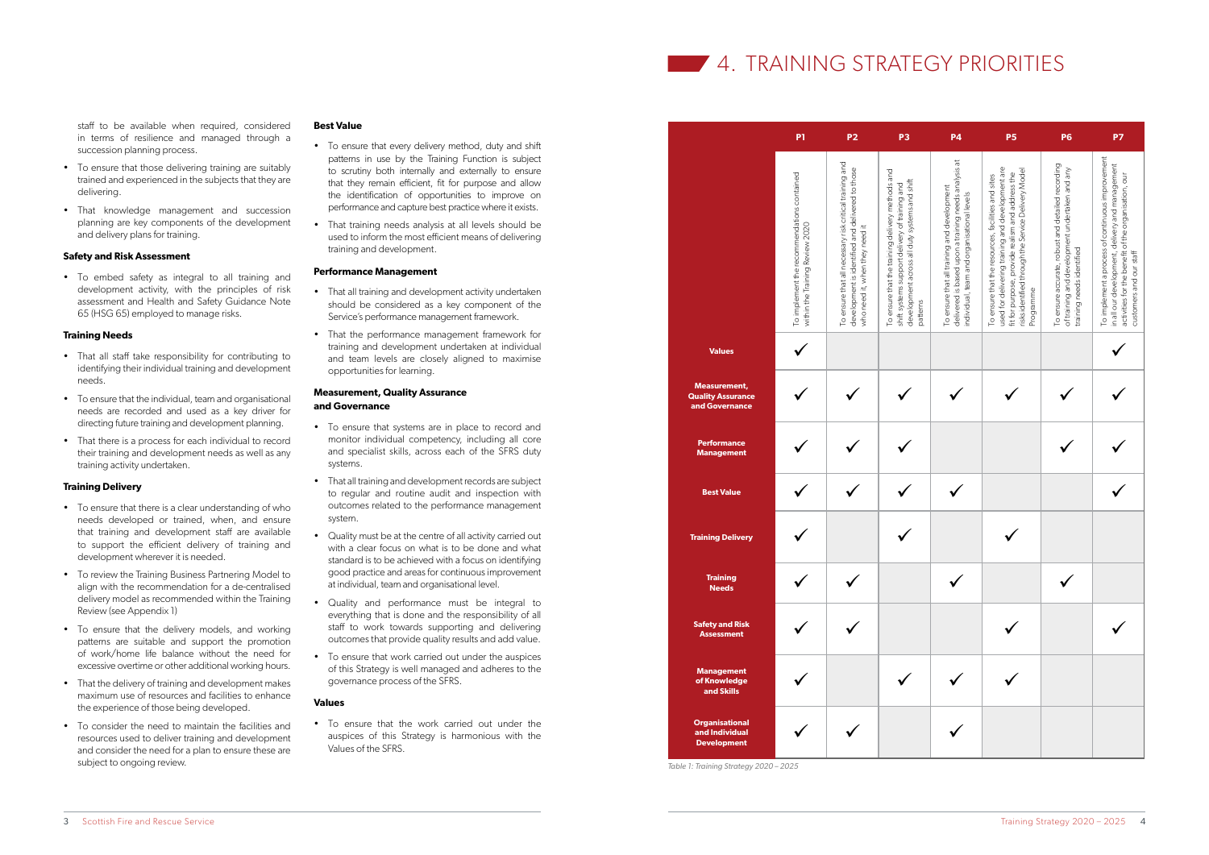staff to be available when required, considered in terms of resilience and managed through a succession planning process.

- To ensure that those delivering training are suitably trained and experienced in the subjects that they are delivering.
- That knowledge management and succession planning are key components of the development and delivery plans for training.

**Safety and Risk Assessment**

- To embed safety as integral to all training and development activity, with the principles of risk assessment and Health and Safety Guidance Note 65 (HSG 65) employed to manage risks.

**Training Needs**

- That all staff take responsibility for contributing to identifying their individual training and development needs.
- To ensure that the individual, team and organisational needs are recorded and used as a key driver for directing future training and development planning.
- That there is a process for each individual to record their training and development needs as well as any training activity undertaken.

**Training Delivery**

- To ensure that there is a clear understanding of who needs developed or trained, when, and ensure that training and development staff are available to support the efficient delivery of training and development wherever it is needed.
- To review the Training Business Partnering Model to align with the recommendation for a de-centralised delivery model as recommended within the Training Review (see Appendix 1)
- To ensure that the delivery models, and working patterns are suitable and support the promotion of work/home life balance without the need for excessive overtime or other additional working hours.
- That the delivery of training and development makes maximum use of resources and facilities to enhance the experience of those being developed.
- To consider the need to maintain the facilities and resources used to deliver training and development and consider the need for a plan to ensure these are subject to ongoing review.

**Best Value**

- To ensure that every delivery method, duty and shift patterns in use by the Training Function is subject to scrutiny both internally and externally to ensure that they remain efficient, fit for purpose and allow the identification of opportunities to improve on performance and capture best practice where it exists.
- That training needs analysis at all levels should be used to inform the most efficient means of delivering training and development.

**Performance Management**

- That all training and development activity undertaken should be considered as a key component of the Service's performance management framework.
- That the performance management framework for training and development undertaken at individual and team levels are closely aligned to maximise opportunities for learning.

**Measurement, Quality Assurance and Governance**

- To ensure that systems are in place to record and monitor individual competency, including all core and specialist skills, across each of the SFRS duty systems.
- That all training and development records are subject to regular and routine audit and inspection with outcomes related to the performance management system.
- Quality must be at the centre of all activity carried out with a clear focus on what is to be done and what standard is to be achieved with a focus on identifying good practice and areas for continuous improvement at individual, team and organisational level.
- Quality and performance must be integral to everything that is done and the responsibility of all staff to work towards supporting and delivering outcomes that provide quality results and add value.
- To ensure that work carried out under the auspices of this Strategy is well managed and adheres to the governance process of the SFRS.

**Values**

- To ensure that the work carried out under the auspices of this Strategy is harmonious with the Values of the SFRS.

# 4. TRAINING STRATEGY PRIORITIES

| | P1 | P2 | P3 | P4 | P5 | P6 | P7 |
|---|---|---|---|---|---|---|---|
| | To implement the recommendations contained within the Training Review 2020 | To ensure that all necessary risk critical training and development is identified and delivered to those who need it, when they need it | To ensure that the training delivery methods and shift systems support delivery of training and development across all duty systems and shift patterns | To ensure that all training and development delivered is based upon a training needs analysis at individual, team and organisational levels | To ensure that the resources, facilities and sites used for delivering training and development are fit for purpose, provide realism and address the risks identified through the Service Delivery Model Programme | To ensure accurate, robust and detailed recording of training and development undertaken and any training needs identified | To implement a process of continuous improvement in all our development, delivery and management activities for the benefit of the organisation, our customers and our staff |
| **Values** | ✓ | | | | | | ✓ |
| **Measurement, Quality Assurance and Governance** | ✓ | ✓ | ✓ | ✓ | ✓ | ✓ | ✓ |
| **Performance Management** | ✓ | ✓ | ✓ | | | ✓ | ✓ |
| **Best Value** | ✓ | ✓ | ✓ | ✓ | | | ✓ |
| **Training Delivery** | ✓ | | ✓ | | ✓ | | |
| **Training Needs** | ✓ | ✓ | | ✓ | | ✓ | |
| **Safety and Risk Assessment** | ✓ | ✓ | | | ✓ | | ✓ |
| **Management of Knowledge and Skills** | ✓ | | ✓ | ✓ | ✓ | | |
| **Organisational and Individual Development** | ✓ | ✓ | | ✓ | | | |

*Table 1: Training Strategy 2020 – 2025*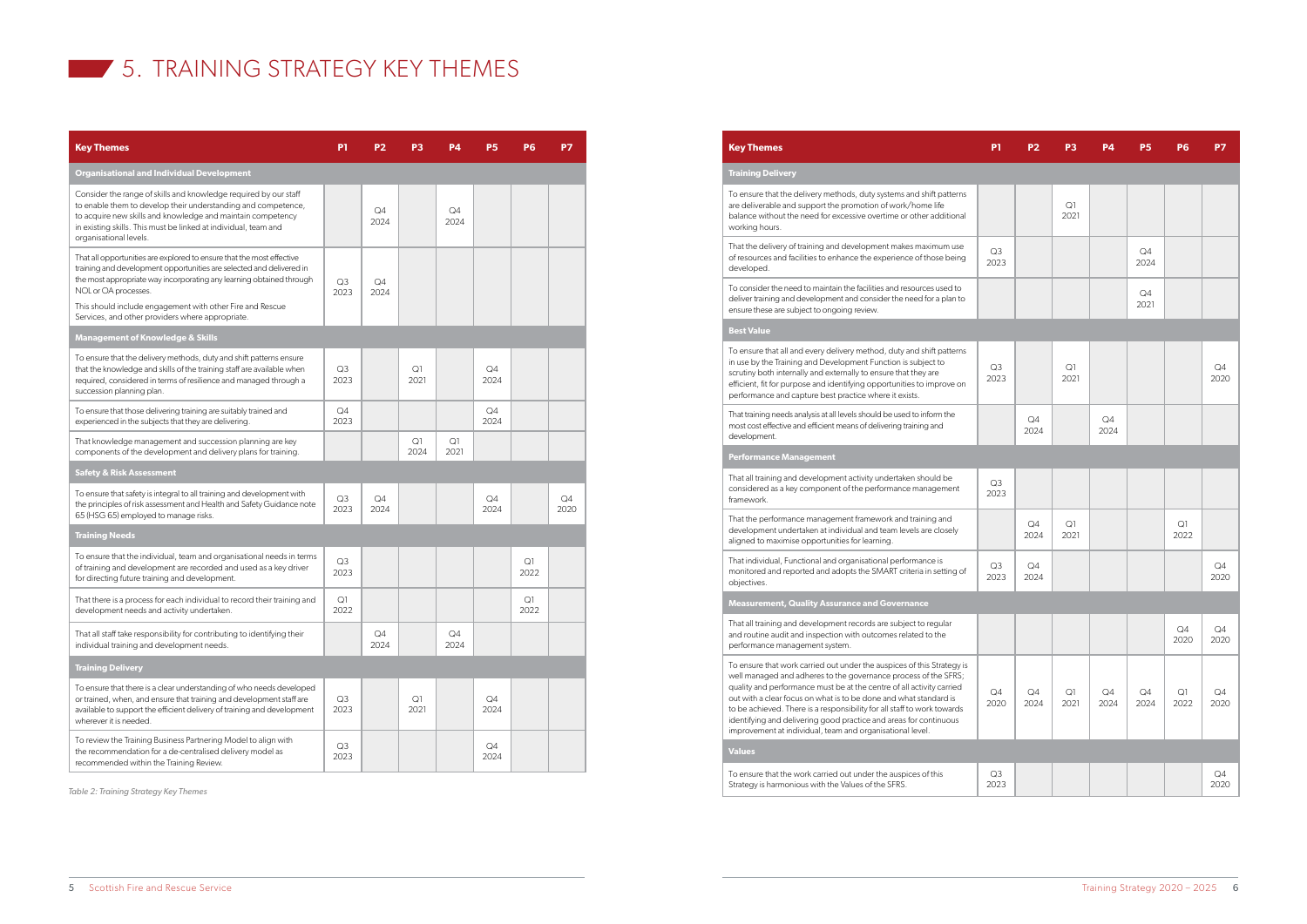# 5. TRAINING STRATEGY KEY THEMES

| Key Themes | P1 | P2 | P3 | P4 | P5 | P6 | P7 |
|---|---|---|---|---|---|---|---|
| **Organisational and Individual Development** | | | | | | | |
| Consider the range of skills and knowledge required by our staff to enable them to develop their understanding and competence, to acquire new skills and knowledge and maintain competency in existing skills. This must be linked at individual, team and organisational levels. | | Q4 2024 | | Q4 2024 | | | |
| That all opportunities are explored to ensure that the most effective training and development opportunities are selected and delivered in the most appropriate way incorporating any learning obtained through NOL or OA processes. This should include engagement with other Fire and Rescue Services, and other providers where appropriate. | Q3 2023 | Q4 2024 | | | | | |
| **Management of Knowledge & Skills** | | | | | | | |
| To ensure that the delivery methods, duty and shift patterns ensure that the knowledge and skills of the training staff are available when required, considered in terms of resilience and managed through a succession planning plan. | Q3 2023 | | Q1 2021 | | Q4 2024 | | |
| To ensure that those delivering training are suitably trained and experienced in the subjects that they are delivering. | Q4 2023 | | | | Q4 2024 | | |
| That knowledge management and succession planning are key components of the development and delivery plans for training. | | | Q1 2024 | Q1 2021 | | | |
| **Safety & Risk Assessment** | | | | | | | |
| To ensure that safety is integral to all training and development with the principles of risk assessment and Health and Safety Guidance note 65 (HSG 65) employed to manage risks. | Q3 2023 | Q4 2024 | | | Q4 2024 | | Q4 2020 |
| **Training Needs** | | | | | | | |
| To ensure that the individual, team and organisational needs in terms of training and development are recorded and used as a key driver for directing future training and development. | Q3 2023 | | | | | Q1 2022 | |
| That there is a process for each individual to record their training and development needs and activity undertaken. | Q1 2022 | | | | | Q1 2022 | |
| That all staff take responsibility for contributing to identifying their individual training and development needs. | | Q4 2024 | | Q4 2024 | | | |
| **Training Delivery** | | | | | | | |
| To ensure that there is a clear understanding of who needs developed or trained, when, and ensure that training and development staff are available to support the efficient delivery of training and development wherever it is needed. | Q3 2023 | | Q1 2021 | | Q4 2024 | | |
| To review the Training Business Partnering Model to align with the recommendation for a de-centralised delivery model as recommended within the Training Review. | Q3 2023 | | | | Q4 2024 | | |
| To ensure that the delivery methods, duty systems and shift patterns are deliverable and support the promotion of work/home life balance without the need for excessive overtime or other additional working hours. | | | Q1 2021 | | | | |
| That the delivery of training and development makes maximum use of resources and facilities to enhance the experience of those being developed. | Q3 2023 | | | | Q4 2024 | | |
| To consider the need to maintain the facilities and resources used to deliver training and development and consider the need for a plan to ensure these are subject to ongoing review. | | | | | Q4 2021 | | |
| **Best Value** | | | | | | | |
| To ensure that all and every delivery method, duty and shift patterns in use by the Training and Development Function is subject to scrutiny both internally and externally to ensure that they are efficient, fit for purpose and identifying opportunities to improve on performance and capture best practice where it exists. | Q3 2023 | | Q1 2021 | | | | Q4 2020 |
| That training needs analysis at all levels should be used to inform the most cost effective and efficient means of delivering training and development. | | Q4 2024 | | Q4 2024 | | | |
| **Performance Management** | | | | | | | |
| That all training and development activity undertaken should be considered as a key component of the performance management framework. | Q3 2023 | | | | | | |
| That the performance management framework and training and development undertaken at individual and team levels are closely aligned to maximise opportunities for learning. | | Q4 2024 | Q1 2021 | | | Q1 2022 | |
| That individual, Functional and organisational performance is monitored and reported and adopts the SMART criteria in setting of objectives. | Q3 2023 | Q4 2024 | | | | | Q4 2020 |
| **Measurement, Quality Assurance and Governance** | | | | | | | |
| That all training and development records are subject to regular and routine audit and inspection with outcomes related to the performance management system. | | | | | | Q4 2020 | Q4 2020 |
| To ensure that work carried out under the auspices of this Strategy is well managed and adheres to the governance process of the SFRS; quality and performance must be at the centre of all activity carried out with a clear focus on what is to be done and what standard is to be achieved. There is a responsibility for all staff to work towards identifying and delivering good practice and areas for continuous improvement at individual, team and organisational level. | Q4 2020 | Q4 2024 | Q1 2021 | Q4 2024 | Q4 2024 | Q1 2022 | Q4 2020 |
| **Values** | | | | | | | |
| To ensure that the work carried out under the auspices of this Strategy is harmonious with the Values of the SFRS. | Q3 2023 | | | | | | Q4 2020 |

*Table 2: Training Strategy Key Themes*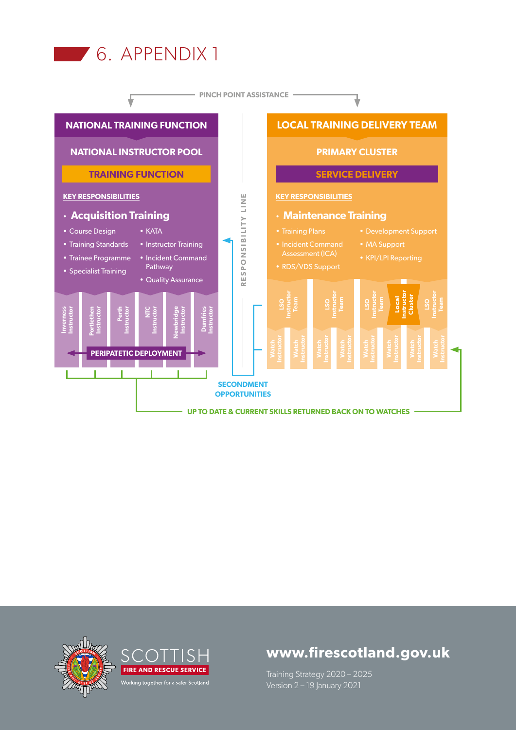# 6. APPENDIX 1

PINCH POINT ASSISTANCE

## NATIONAL TRAINING FUNCTION

### NATIONAL INSTRUCTOR POOL

**TRAINING FUNCTION**

**KEY RESPONSIBILITIES**

- **Acquisition Training**
- Course Design
- Training Standards
- Trainee Programme
- Specialist Training
- KATA
- Instructor Training
- Incident Command Pathway
- Quality Assurance

Inverness Instructor | Portlethen Instructor | Perth Instructor | NTC Instructor | Newbridge Instructor | Dumfries Instructor

PERIPATETIC DEPLOYMENT

RESPONSIBILITY LINE

## LOCAL TRAINING DELIVERY TEAM

### PRIMARY CLUSTER

**SERVICE DELIVERY**

**KEY RESPONSIBILITIES**

- **Maintenance Training**
- Training Plans
- Incident Command Assessment (ICA)
- RDS/VDS Support
- Development Support
- MA Support
- KPI/LPI Reporting

LSO Instructor Team | LSO Instructor Team | LSO Instructor Team | Local Instructor Cluster | LSO Instructor Team

Watch Instructor | Watch Instructor | Watch Instructor | Watch Instructor | Watch Instructor | Watch Instructor | Watch Instructor | Watch Instructor

SECONDMENT OPPORTUNITIES

UP TO DATE & CURRENT SKILLS RETURNED BACK ON TO WATCHES

SCOTTISH FIRE AND RESCUE SERVICE

Working together for a safer Scotland

www.firescotland.gov.uk

Training Strategy 2020 – 2025
Version 2 – 19 January 2021